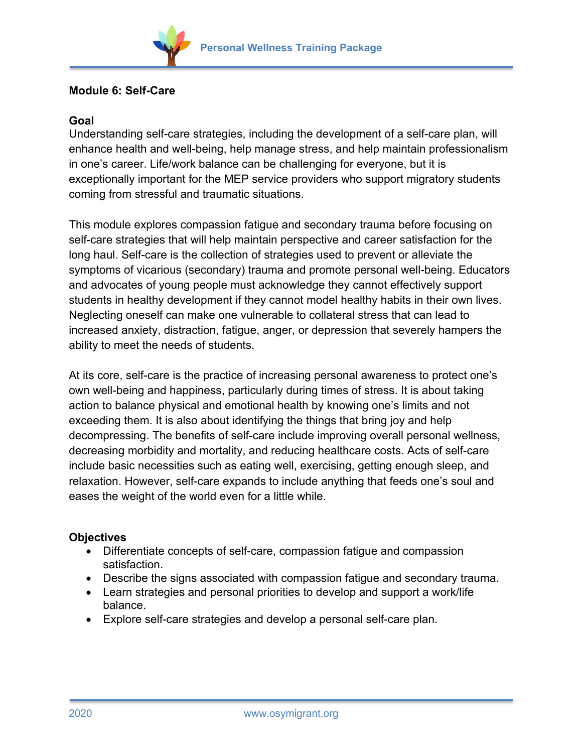## Module 6: Self-Care

### Goal

Understanding self-care strategies, including the development of a self-care plan, will enhance health and well-being, help manage stress, and help maintain professionalism in one's career. Life/work balance can be challenging for everyone, but it is exceptionally important for the MEP service providers who support migratory students coming from stressful and traumatic situations.

This module explores compassion fatigue and secondary trauma before focusing on self-care strategies that will help maintain perspective and career satisfaction for the long haul. Self-care is the collection of strategies used to prevent or alleviate the symptoms of vicarious (secondary) trauma and promote personal well-being. Educators and advocates of young people must acknowledge they cannot effectively support students in healthy development if they cannot model healthy habits in their own lives. Neglecting oneself can make one vulnerable to collateral stress that can lead to increased anxiety, distraction, fatigue, anger, or depression that severely hampers the ability to meet the needs of students.

At its core, self-care is the practice of increasing personal awareness to protect one's own well-being and happiness, particularly during times of stress. It is about taking action to balance physical and emotional health by knowing one's limits and not exceeding them. It is also about identifying the things that bring joy and help decompressing. The benefits of self-care include improving overall personal wellness, decreasing morbidity and mortality, and reducing healthcare costs. Acts of self-care include basic necessities such as eating well, exercising, getting enough sleep, and relaxation. However, self-care expands to include anything that feeds one's soul and eases the weight of the world even for a little while.

### Objectives

- Differentiate concepts of self-care, compassion fatigue and compassion satisfaction.
- Describe the signs associated with compassion fatigue and secondary trauma.
- Learn strategies and personal priorities to develop and support a work/life balance.
- Explore self-care strategies and develop a personal self-care plan.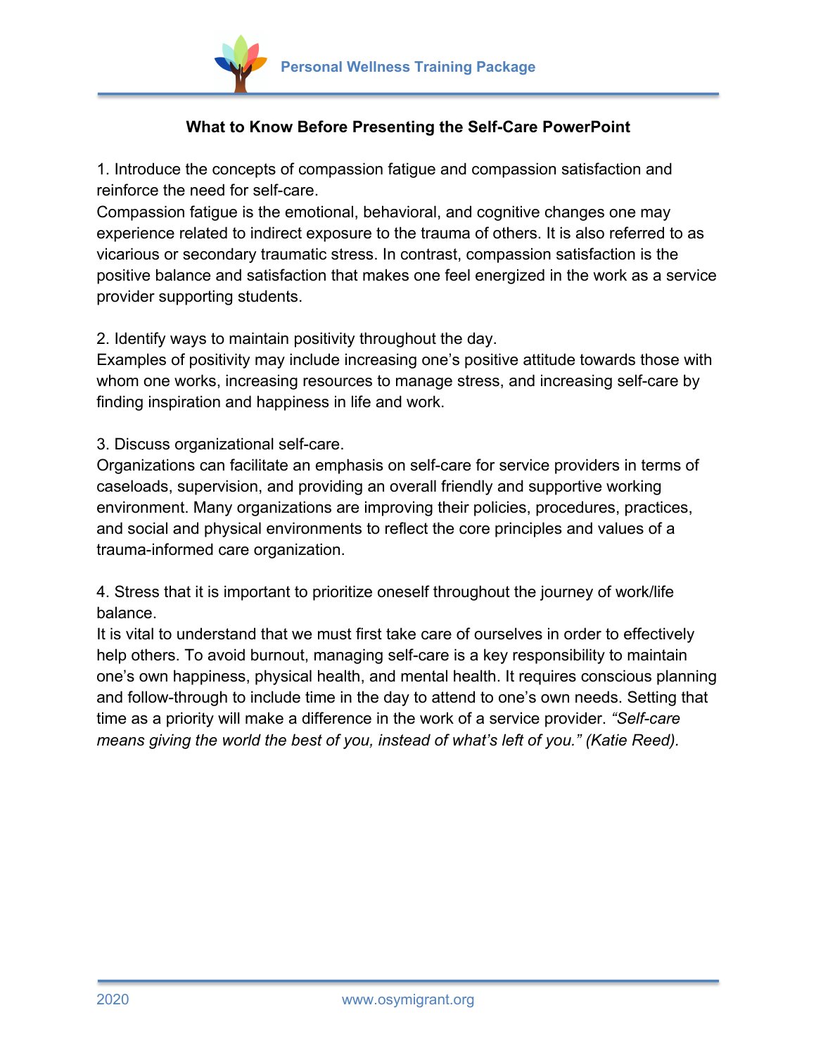## What to Know Before Presenting the Self-Care PowerPoint

1. Introduce the concepts of compassion fatigue and compassion satisfaction and reinforce the need for self-care.
Compassion fatigue is the emotional, behavioral, and cognitive changes one may experience related to indirect exposure to the trauma of others. It is also referred to as vicarious or secondary traumatic stress. In contrast, compassion satisfaction is the positive balance and satisfaction that makes one feel energized in the work as a service provider supporting students.

2. Identify ways to maintain positivity throughout the day.
Examples of positivity may include increasing one's positive attitude towards those with whom one works, increasing resources to manage stress, and increasing self-care by finding inspiration and happiness in life and work.

3. Discuss organizational self-care.
Organizations can facilitate an emphasis on self-care for service providers in terms of caseloads, supervision, and providing an overall friendly and supportive working environment. Many organizations are improving their policies, procedures, practices, and social and physical environments to reflect the core principles and values of a trauma-informed care organization.

4. Stress that it is important to prioritize oneself throughout the journey of work/life balance.
It is vital to understand that we must first take care of ourselves in order to effectively help others. To avoid burnout, managing self-care is a key responsibility to maintain one's own happiness, physical health, and mental health. It requires conscious planning and follow-through to include time in the day to attend to one's own needs. Setting that time as a priority will make a difference in the work of a service provider. *"Self-care means giving the world the best of you, instead of what's left of you." (Katie Reed).*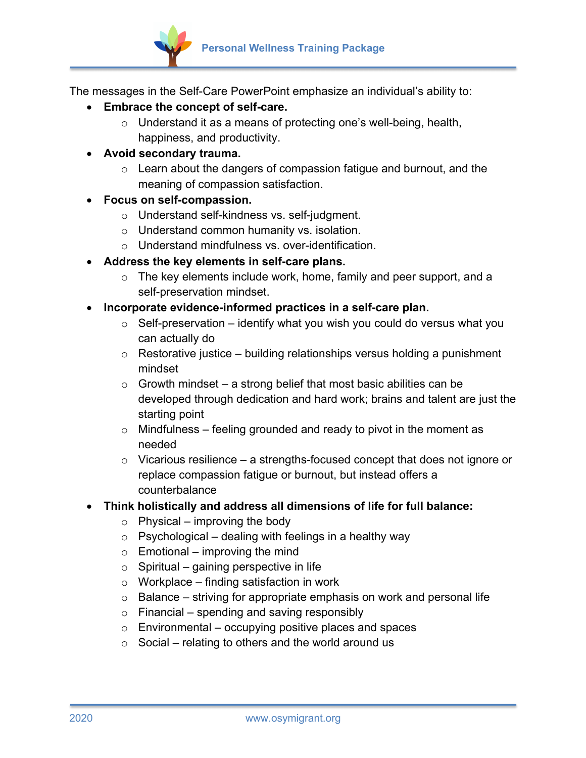The messages in the Self-Care PowerPoint emphasize an individual's ability to:

- **Embrace the concept of self-care.**
  - Understand it as a means of protecting one's well-being, health, happiness, and productivity.
- **Avoid secondary trauma.**
  - Learn about the dangers of compassion fatigue and burnout, and the meaning of compassion satisfaction.
- **Focus on self-compassion.**
  - Understand self-kindness vs. self-judgment.
  - Understand common humanity vs. isolation.
  - Understand mindfulness vs. over-identification.
- **Address the key elements in self-care plans.**
  - The key elements include work, home, family and peer support, and a self-preservation mindset.
- **Incorporate evidence-informed practices in a self-care plan.**
  - Self-preservation – identify what you wish you could do versus what you can actually do
  - Restorative justice – building relationships versus holding a punishment mindset
  - Growth mindset – a strong belief that most basic abilities can be developed through dedication and hard work; brains and talent are just the starting point
  - Mindfulness – feeling grounded and ready to pivot in the moment as needed
  - Vicarious resilience – a strengths-focused concept that does not ignore or replace compassion fatigue or burnout, but instead offers a counterbalance
- **Think holistically and address all dimensions of life for full balance:**
  - Physical – improving the body
  - Psychological – dealing with feelings in a healthy way
  - Emotional – improving the mind
  - Spiritual – gaining perspective in life
  - Workplace – finding satisfaction in work
  - Balance – striving for appropriate emphasis on work and personal life
  - Financial – spending and saving responsibly
  - Environmental – occupying positive places and spaces
  - Social – relating to others and the world around us